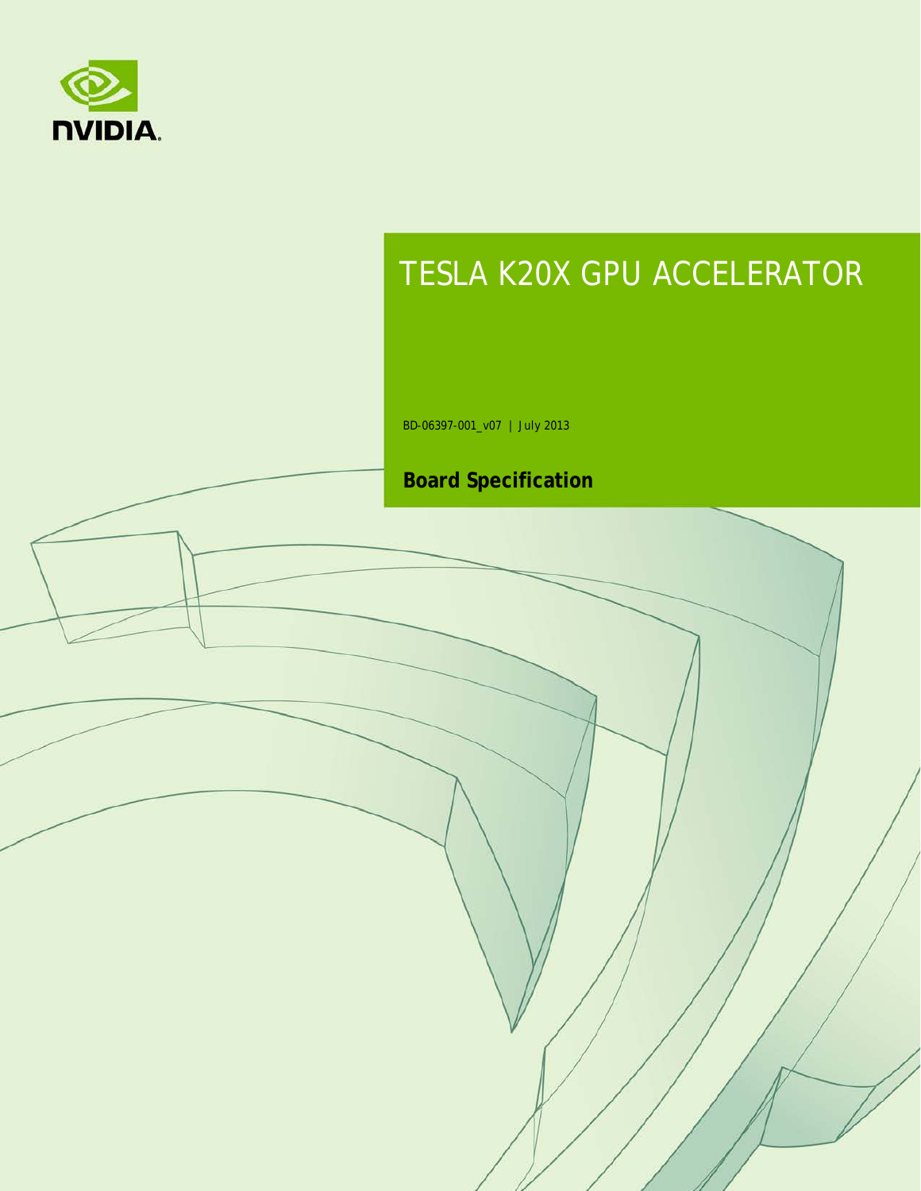# TESLA K20X GPU ACCELERATOR

BD-06397-001_v07 | July 2013

**Board Specification**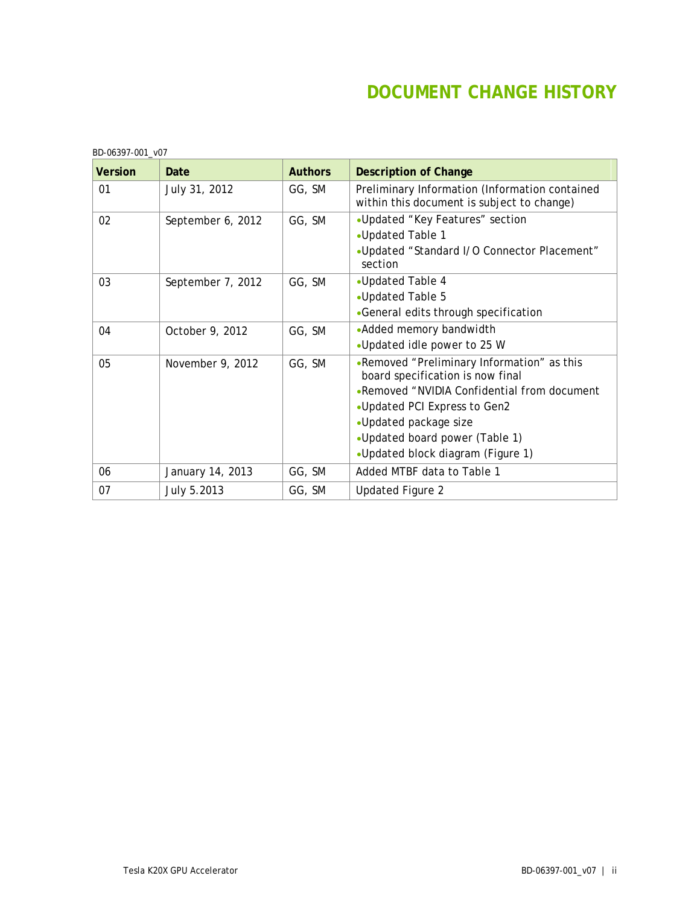# DOCUMENT CHANGE HISTORY

BD-06397-001_v07

| Version | Date | Authors | Description of Change |
|---|---|---|---|
| 01 | July 31, 2012 | GG, SM | Preliminary Information (Information contained within this document is subject to change) |
| 02 | September 6, 2012 | GG, SM | •Updated “Key Features” section<br>•Updated Table 1<br>•Updated “Standard I/O Connector Placement” section |
| 03 | September 7, 2012 | GG, SM | •Updated Table 4<br>•Updated Table 5<br>•General edits through specification |
| 04 | October 9, 2012 | GG, SM | •Added memory bandwidth<br>•Updated idle power to 25 W |
| 05 | November 9, 2012 | GG, SM | •Removed “Preliminary Information” as this board specification is now final<br>•Removed “NVIDIA Confidential from document<br>•Updated PCI Express to Gen2<br>•Updated package size<br>•Updated board power (Table 1)<br>•Updated block diagram (Figure 1) |
| 06 | January 14, 2013 | GG, SM | Added MTBF data to Table 1 |
| 07 | July 5.2013 | GG, SM | Updated Figure 2 |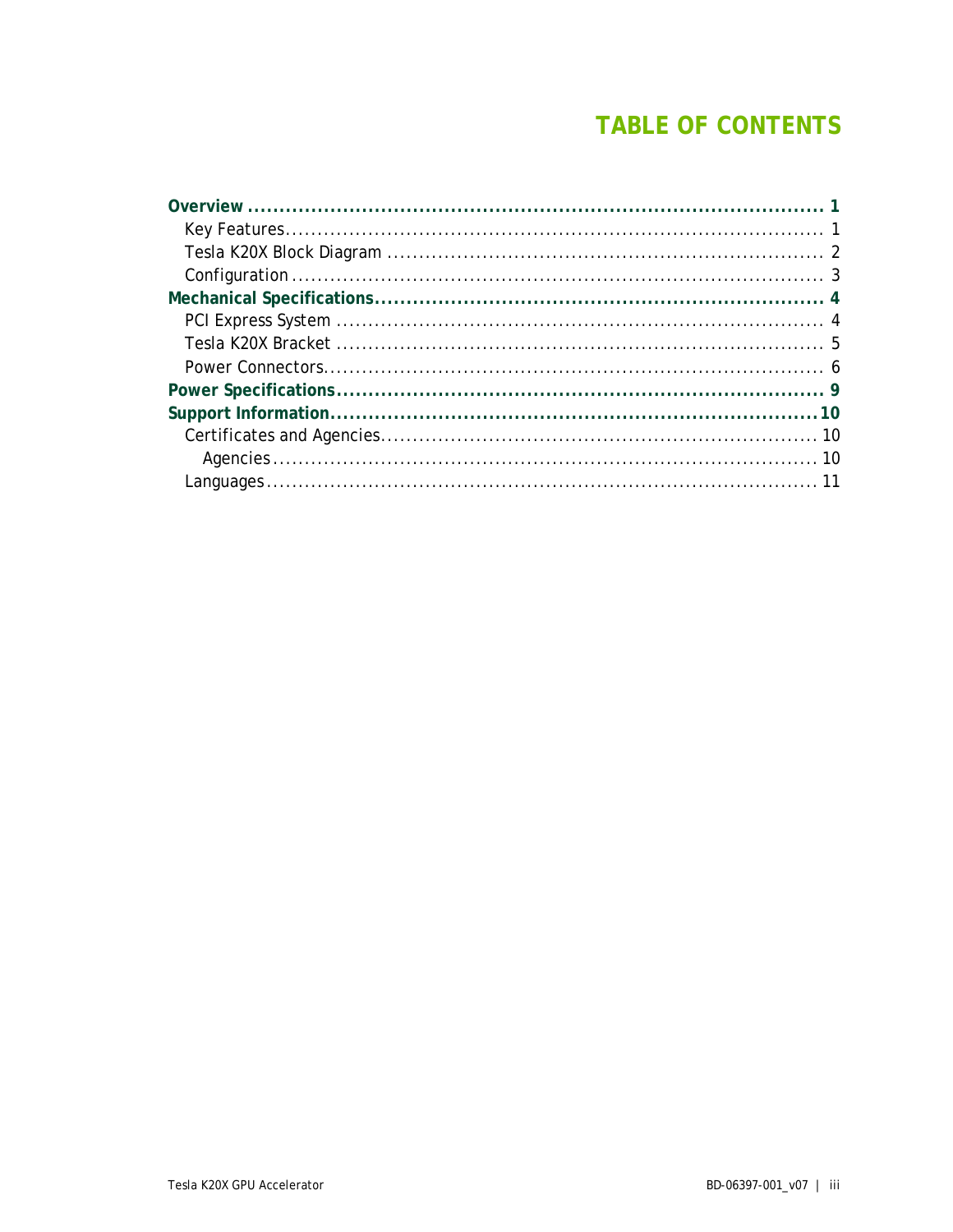# TABLE OF CONTENTS

**Overview ............................................................................................ 1**
- Key Features.................................................................................... 1
- Tesla K20X Block Diagram ................................................................... 2
- Configuration .................................................................................. 3

**Mechanical Specifications.......................................................................... 4**
- PCI Express System .......................................................................... 4
- Tesla K20X Bracket .......................................................................... 5
- Power Connectors............................................................................. 6

**Power Specifications................................................................................ 9**

**Support Information................................................................................10**
- Certificates and Agencies................................................................... 10
  - Agencies ..................................................................................... 10
- Languages....................................................................................... 11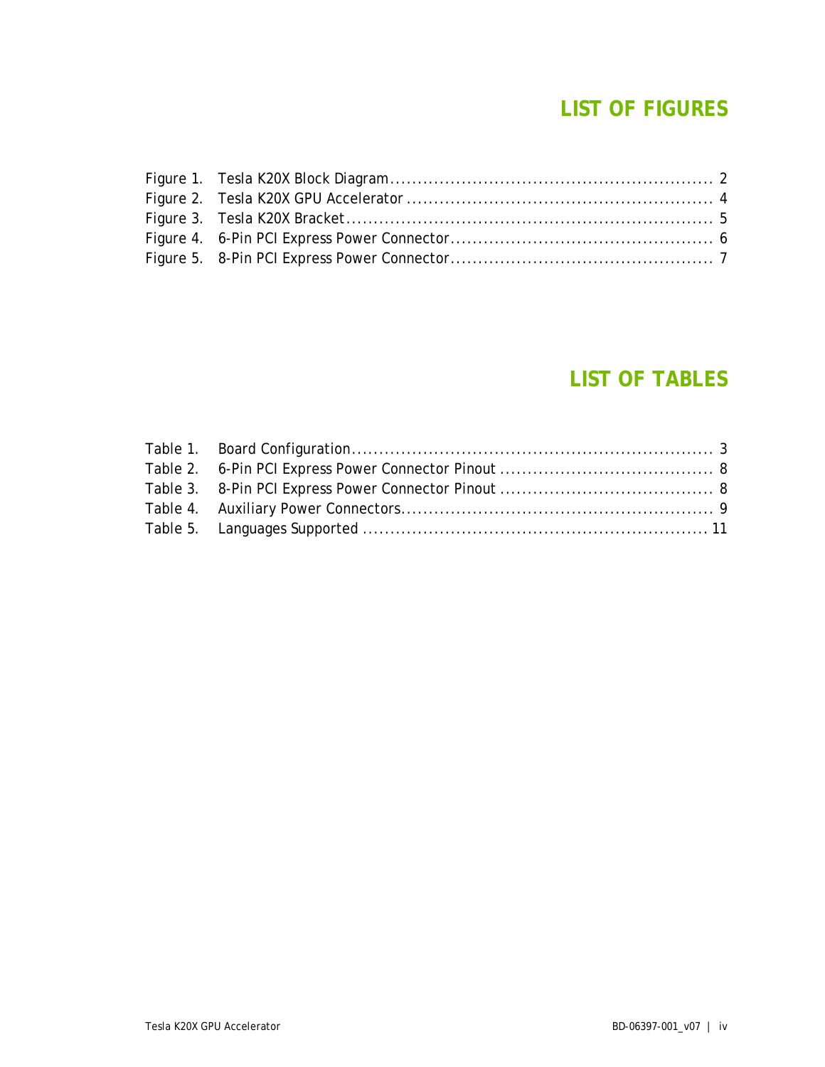# LIST OF FIGURES

Figure 1. Tesla K20X Block Diagram .......................................................... 2
Figure 2. Tesla K20X GPU Accelerator ....................................................... 4
Figure 3. Tesla K20X Bracket ................................................................. 5
Figure 4. 6-Pin PCI Express Power Connector ............................................... 6
Figure 5. 8-Pin PCI Express Power Connector ............................................... 7

# LIST OF TABLES

Table 1. Board Configuration ................................................................. 3
Table 2. 6-Pin PCI Express Power Connector Pinout ...................................... 8
Table 3. 8-Pin PCI Express Power Connector Pinout ...................................... 8
Table 4. Auxiliary Power Connectors ........................................................ 9
Table 5. Languages Supported .............................................................. 11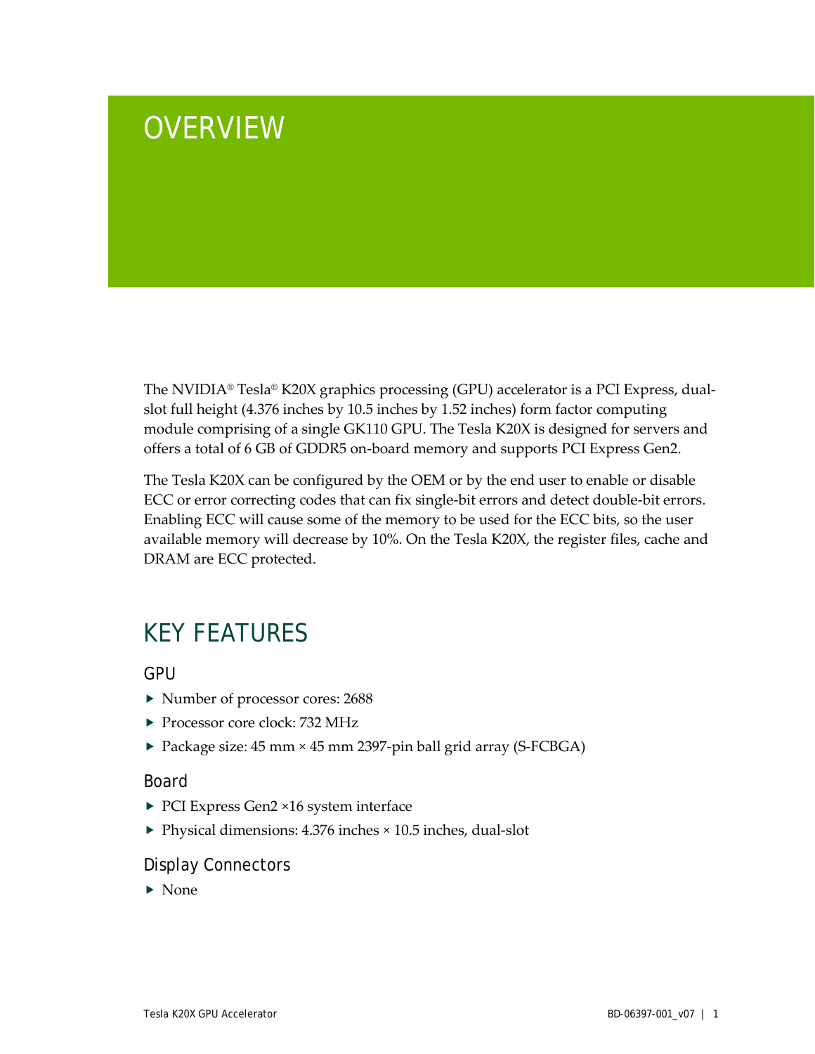# OVERVIEW

The NVIDIA® Tesla® K20X graphics processing (GPU) accelerator is a PCI Express, dual-slot full height (4.376 inches by 10.5 inches by 1.52 inches) form factor computing module comprising of a single GK110 GPU. The Tesla K20X is designed for servers and offers a total of 6 GB of GDDR5 on-board memory and supports PCI Express Gen2.

The Tesla K20X can be configured by the OEM or by the end user to enable or disable ECC or error correcting codes that can fix single-bit errors and detect double-bit errors. Enabling ECC will cause some of the memory to be used for the ECC bits, so the user available memory will decrease by 10%. On the Tesla K20X, the register files, cache and DRAM are ECC protected.

## KEY FEATURES

### GPU

- Number of processor cores: 2688
- Processor core clock: 732 MHz
- Package size: 45 mm × 45 mm 2397-pin ball grid array (S-FCBGA)

### Board

- PCI Express Gen2 ×16 system interface
- Physical dimensions: 4.376 inches × 10.5 inches, dual-slot

### Display Connectors

- None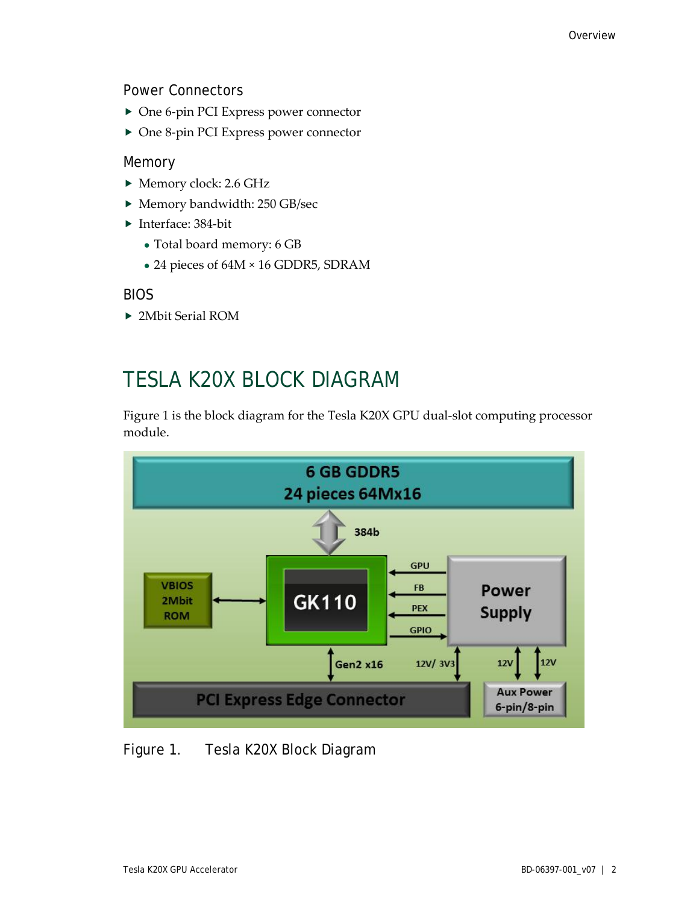### Power Connectors

- One 6-pin PCI Express power connector
- One 8-pin PCI Express power connector

### Memory

- Memory clock: 2.6 GHz
- Memory bandwidth: 250 GB/sec
- Interface: 384-bit
  - Total board memory: 6 GB
  - 24 pieces of 64M × 16 GDDR5, SDRAM

### BIOS

- 2Mbit Serial ROM

## TESLA K20X BLOCK DIAGRAM

Figure 1 is the block diagram for the Tesla K20X GPU dual-slot computing processor module.

Figure 1. Tesla K20X Block Diagram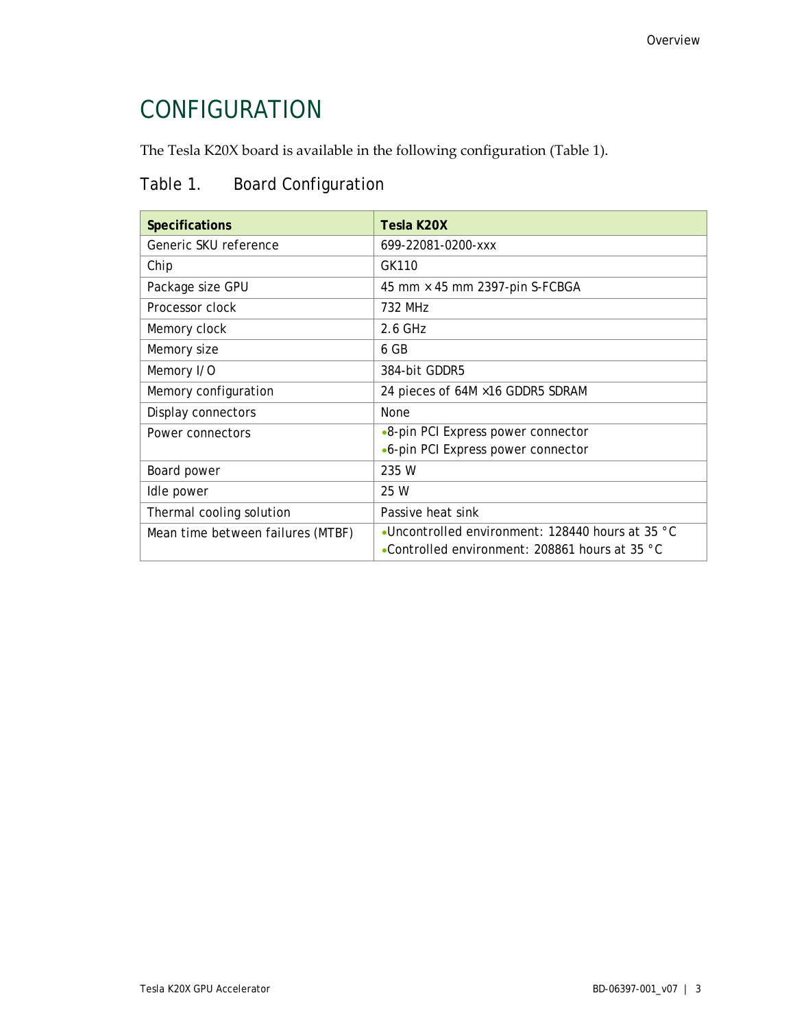# CONFIGURATION

The Tesla K20X board is available in the following configuration (Table 1).

## Table 1. Board Configuration

| Specifications | Tesla K20X |
|---|---|
| Generic SKU reference | 699-22081-0200-xxx |
| Chip | GK110 |
| Package size GPU | 45 mm × 45 mm 2397-pin S-FCBGA |
| Processor clock | 732 MHz |
| Memory clock | 2.6 GHz |
| Memory size | 6 GB |
| Memory I/O | 384-bit GDDR5 |
| Memory configuration | 24 pieces of 64M ×16 GDDR5 SDRAM |
| Display connectors | None |
| Power connectors | • 8-pin PCI Express power connector<br>• 6-pin PCI Express power connector |
| Board power | 235 W |
| Idle power | 25 W |
| Thermal cooling solution | Passive heat sink |
| Mean time between failures (MTBF) | • Uncontrolled environment: 128440 hours at 35 °C<br>• Controlled environment: 208861 hours at 35 °C |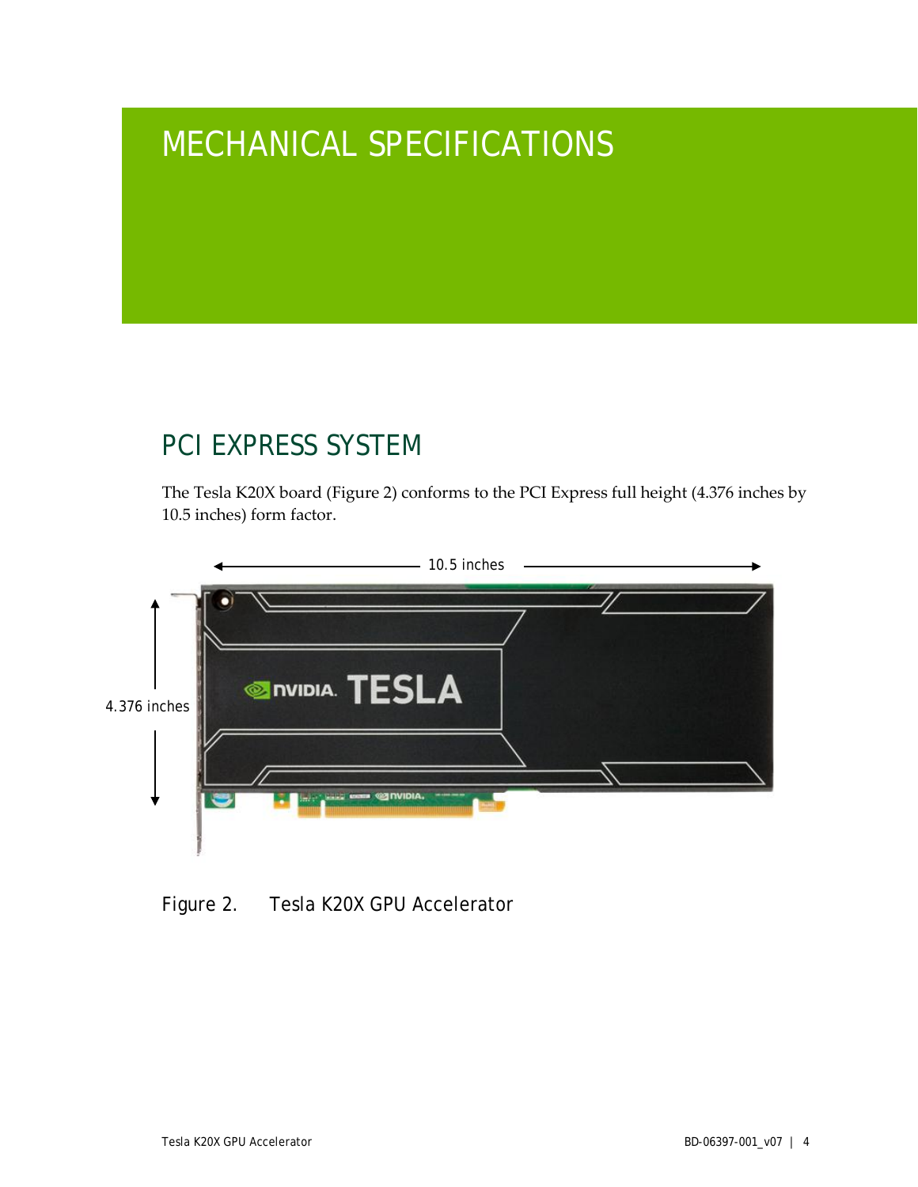# MECHANICAL SPECIFICATIONS

## PCI EXPRESS SYSTEM

The Tesla K20X board (Figure 2) conforms to the PCI Express full height (4.376 inches by 10.5 inches) form factor.

Figure 2. Tesla K20X GPU Accelerator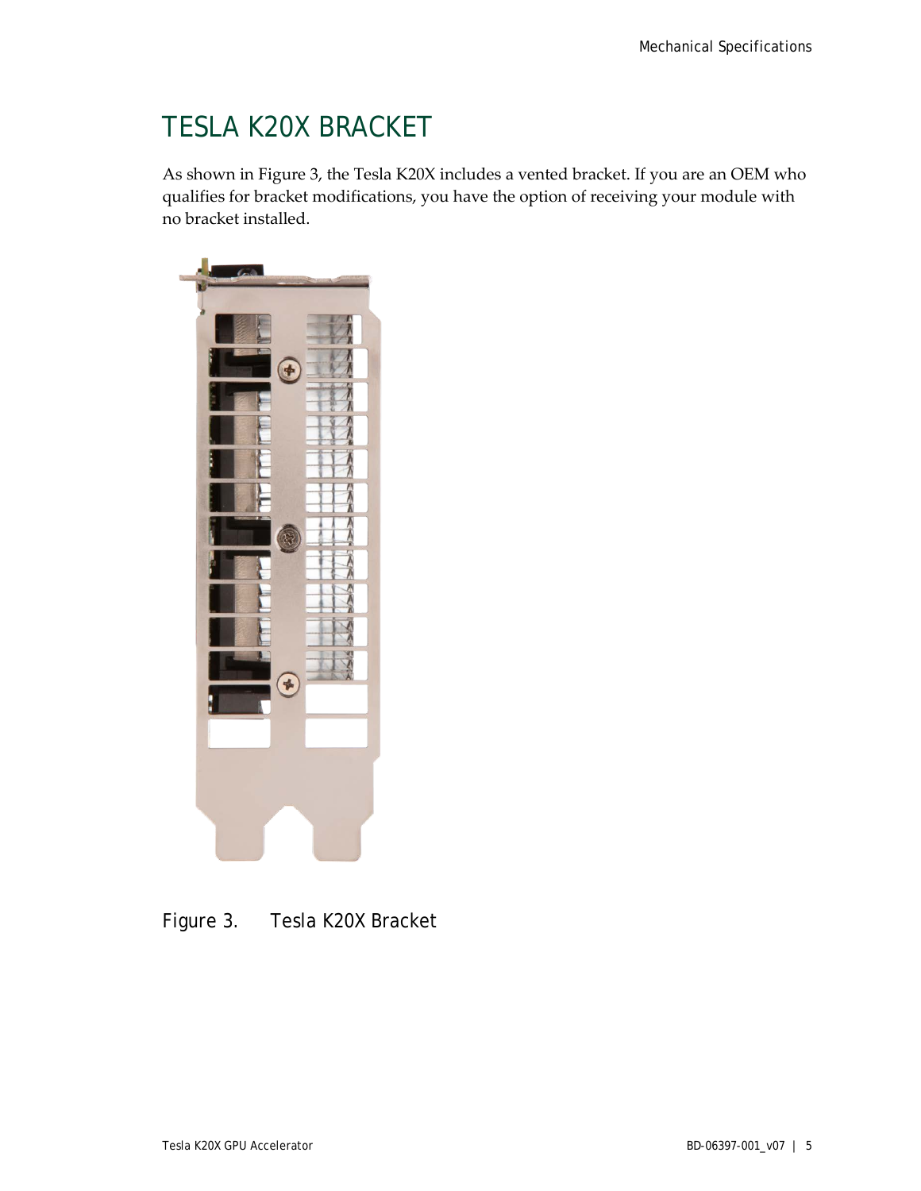# TESLA K20X BRACKET

As shown in Figure 3, the Tesla K20X includes a vented bracket. If you are an OEM who qualifies for bracket modifications, you have the option of receiving your module with no bracket installed.

Figure 3. Tesla K20X Bracket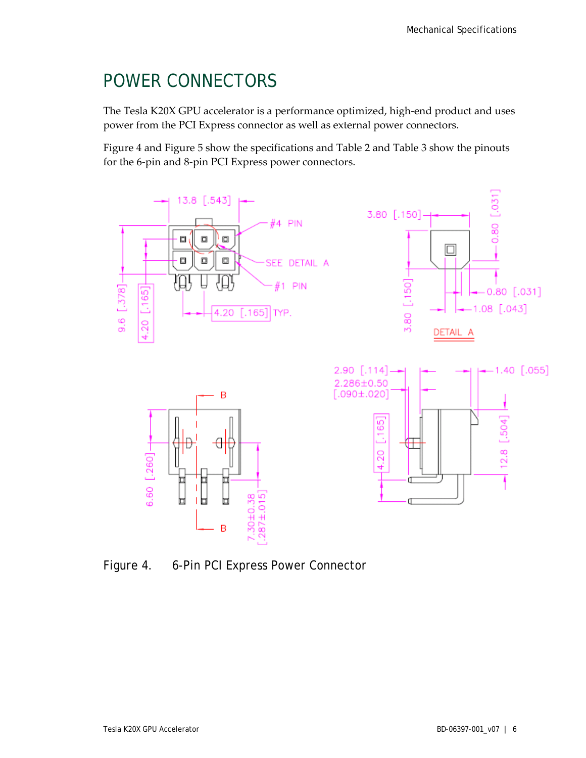# POWER CONNECTORS

The Tesla K20X GPU accelerator is a performance optimized, high-end product and uses power from the PCI Express connector as well as external power connectors.

Figure 4 and Figure 5 show the specifications and Table 2 and Table 3 show the pinouts for the 6-pin and 8-pin PCI Express power connectors.

Figure 4. 6-Pin PCI Express Power Connector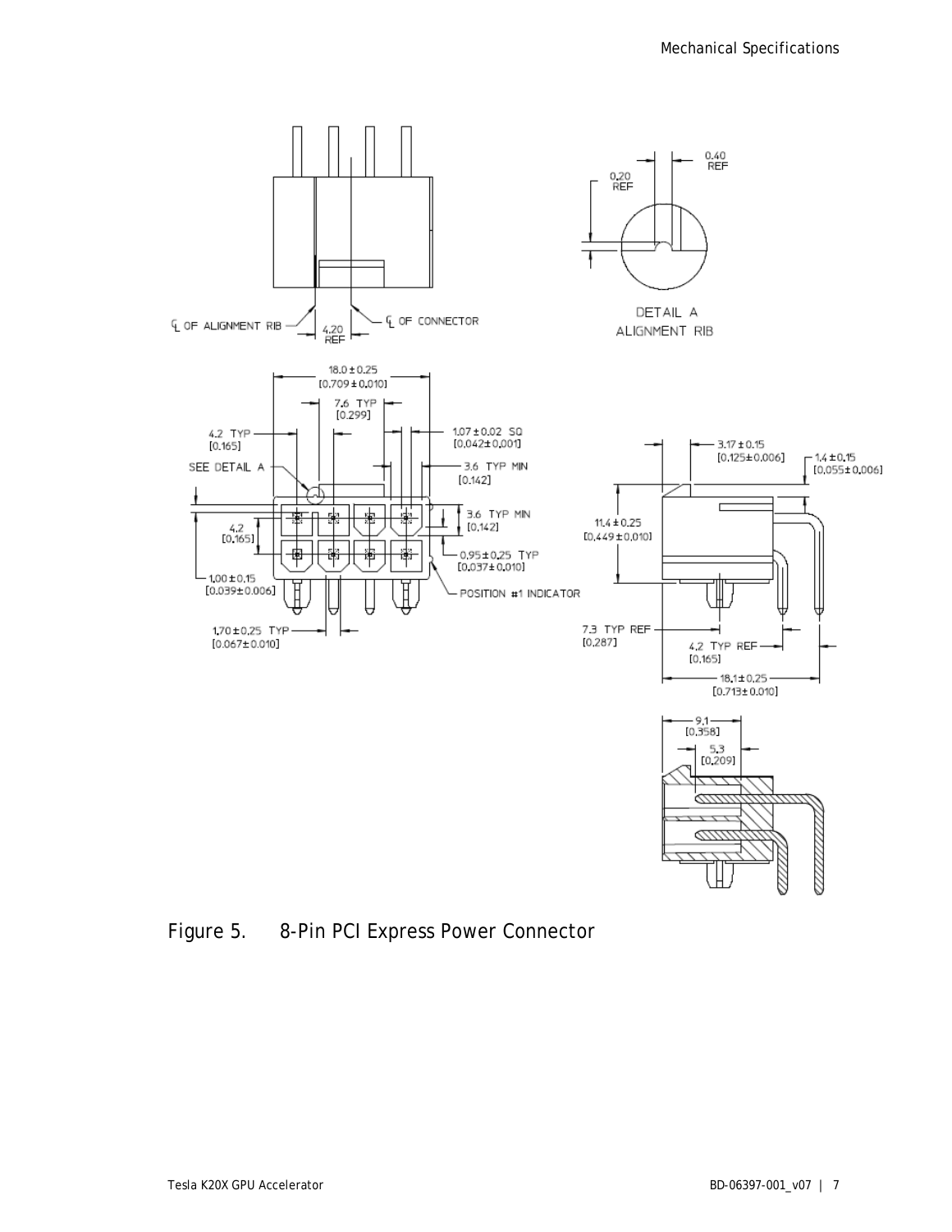Figure 5. 8-Pin PCI Express Power Connector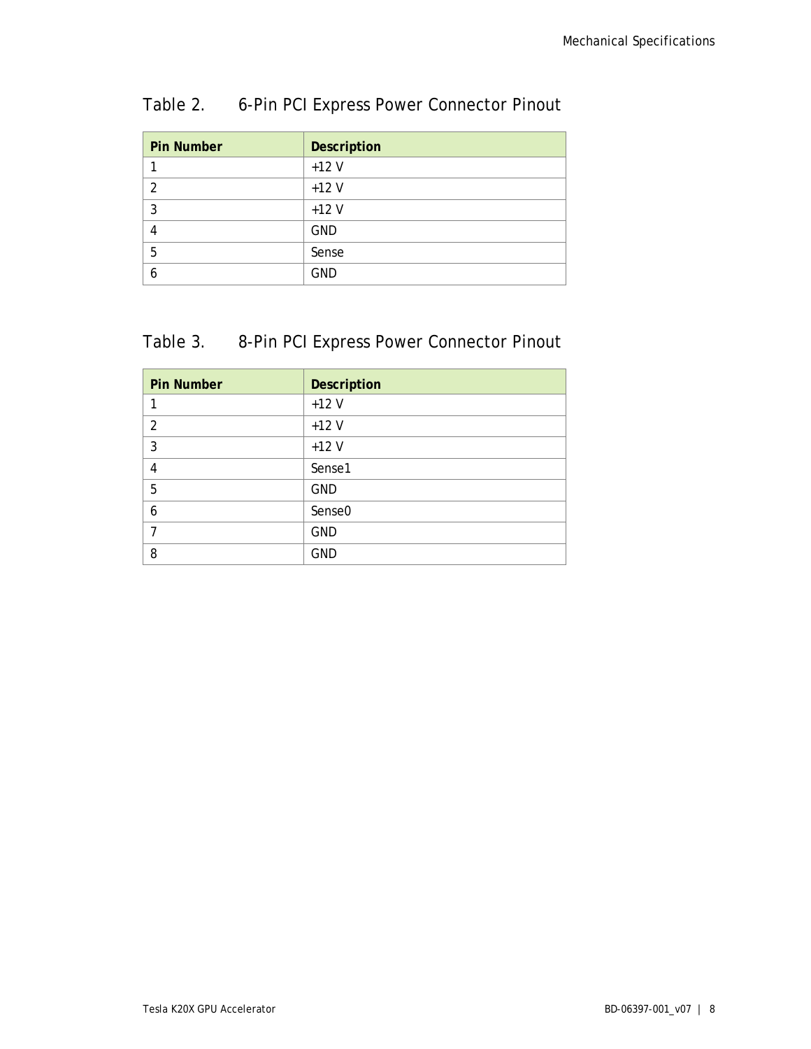Table 2. 6-Pin PCI Express Power Connector Pinout

| Pin Number | Description |
|---|---|
| 1 | +12 V |
| 2 | +12 V |
| 3 | +12 V |
| 4 | GND |
| 5 | Sense |
| 6 | GND |

Table 3. 8-Pin PCI Express Power Connector Pinout

| Pin Number | Description |
|---|---|
| 1 | +12 V |
| 2 | +12 V |
| 3 | +12 V |
| 4 | Sense1 |
| 5 | GND |
| 6 | Sense0 |
| 7 | GND |
| 8 | GND |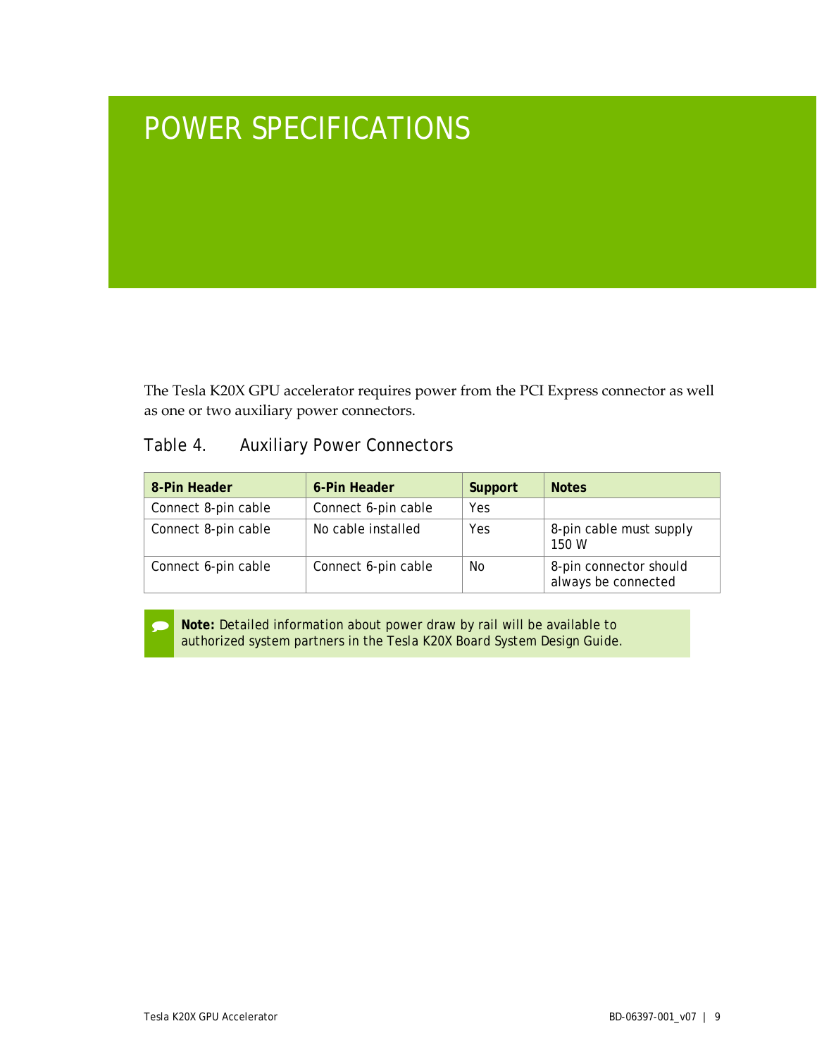# POWER SPECIFICATIONS

The Tesla K20X GPU accelerator requires power from the PCI Express connector as well as one or two auxiliary power connectors.

Table 4. Auxiliary Power Connectors

| 8-Pin Header | 6-Pin Header | Support | Notes |
|---|---|---|---|
| Connect 8-pin cable | Connect 6-pin cable | Yes | |
| Connect 8-pin cable | No cable installed | Yes | 8-pin cable must supply 150 W |
| Connect 6-pin cable | Connect 6-pin cable | No | 8-pin connector should always be connected |

**Note:** Detailed information about power draw by rail will be available to authorized system partners in the Tesla K20X Board System Design Guide.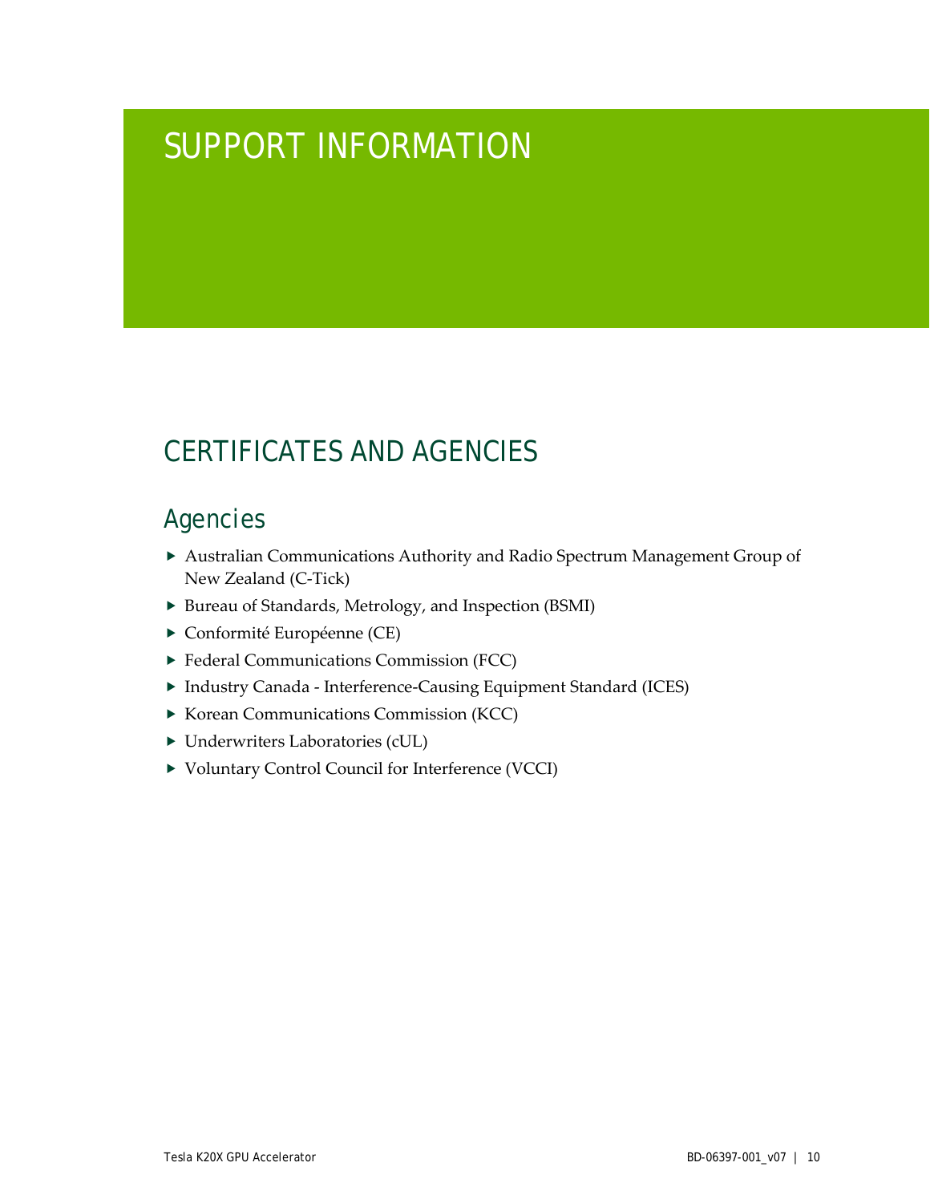# SUPPORT INFORMATION

## CERTIFICATES AND AGENCIES

### Agencies

- Australian Communications Authority and Radio Spectrum Management Group of New Zealand (C-Tick)
- Bureau of Standards, Metrology, and Inspection (BSMI)
- Conformité Européenne (CE)
- Federal Communications Commission (FCC)
- Industry Canada - Interference-Causing Equipment Standard (ICES)
- Korean Communications Commission (KCC)
- Underwriters Laboratories (cUL)
- Voluntary Control Council for Interference (VCCI)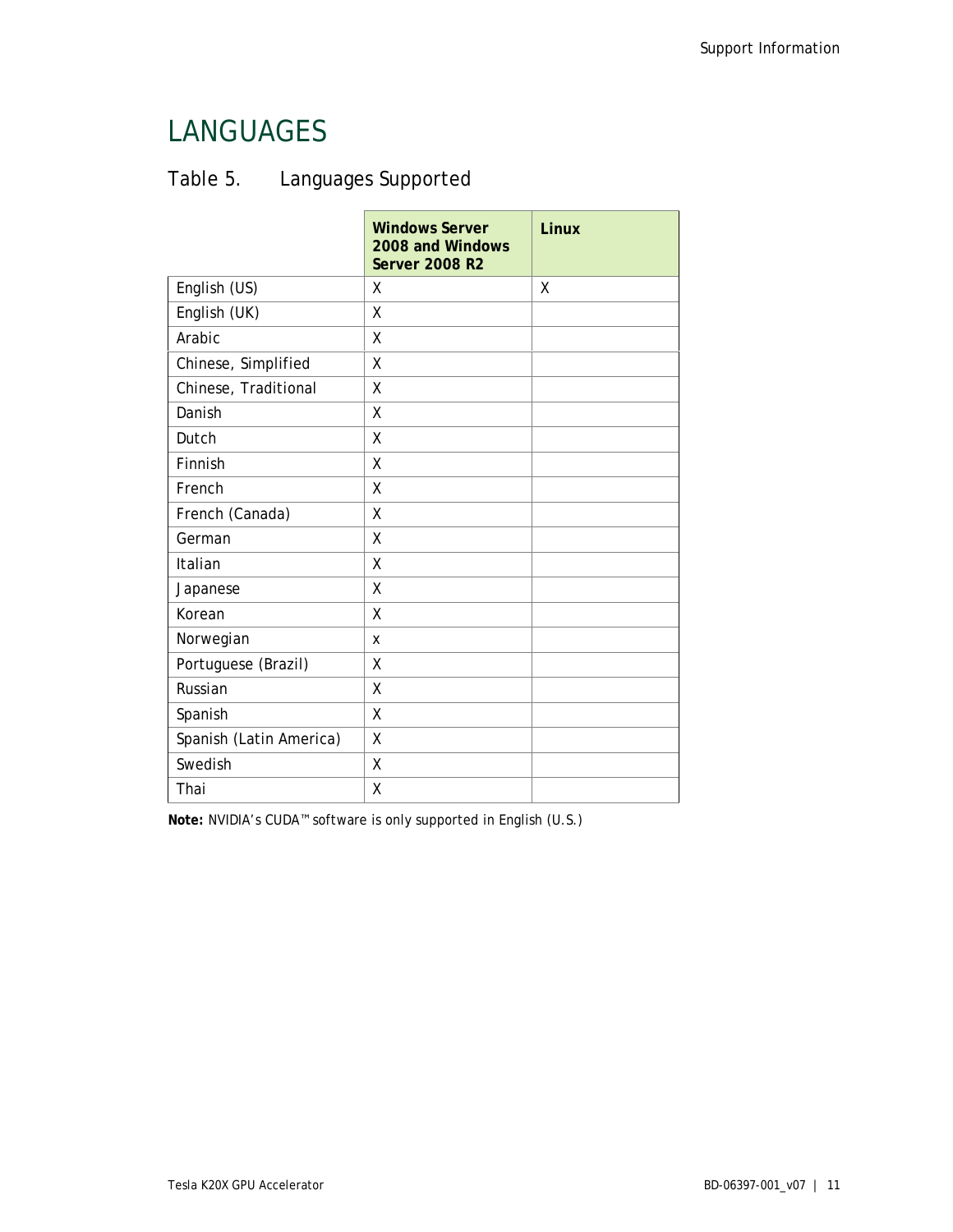# LANGUAGES

## Table 5. Languages Supported

| | Windows Server 2008 and Windows Server 2008 R2 | Linux |
|---|---|---|
| English (US) | X | X |
| English (UK) | X | |
| Arabic | X | |
| Chinese, Simplified | X | |
| Chinese, Traditional | X | |
| Danish | X | |
| Dutch | X | |
| Finnish | X | |
| French | X | |
| French (Canada) | X | |
| German | X | |
| Italian | X | |
| Japanese | X | |
| Korean | X | |
| Norwegian | x | |
| Portuguese (Brazil) | X | |
| Russian | X | |
| Spanish | X | |
| Spanish (Latin America) | X | |
| Swedish | X | |
| Thai | X | |

**Note:** NVIDIA's CUDA™ software is only supported in English (U.S.)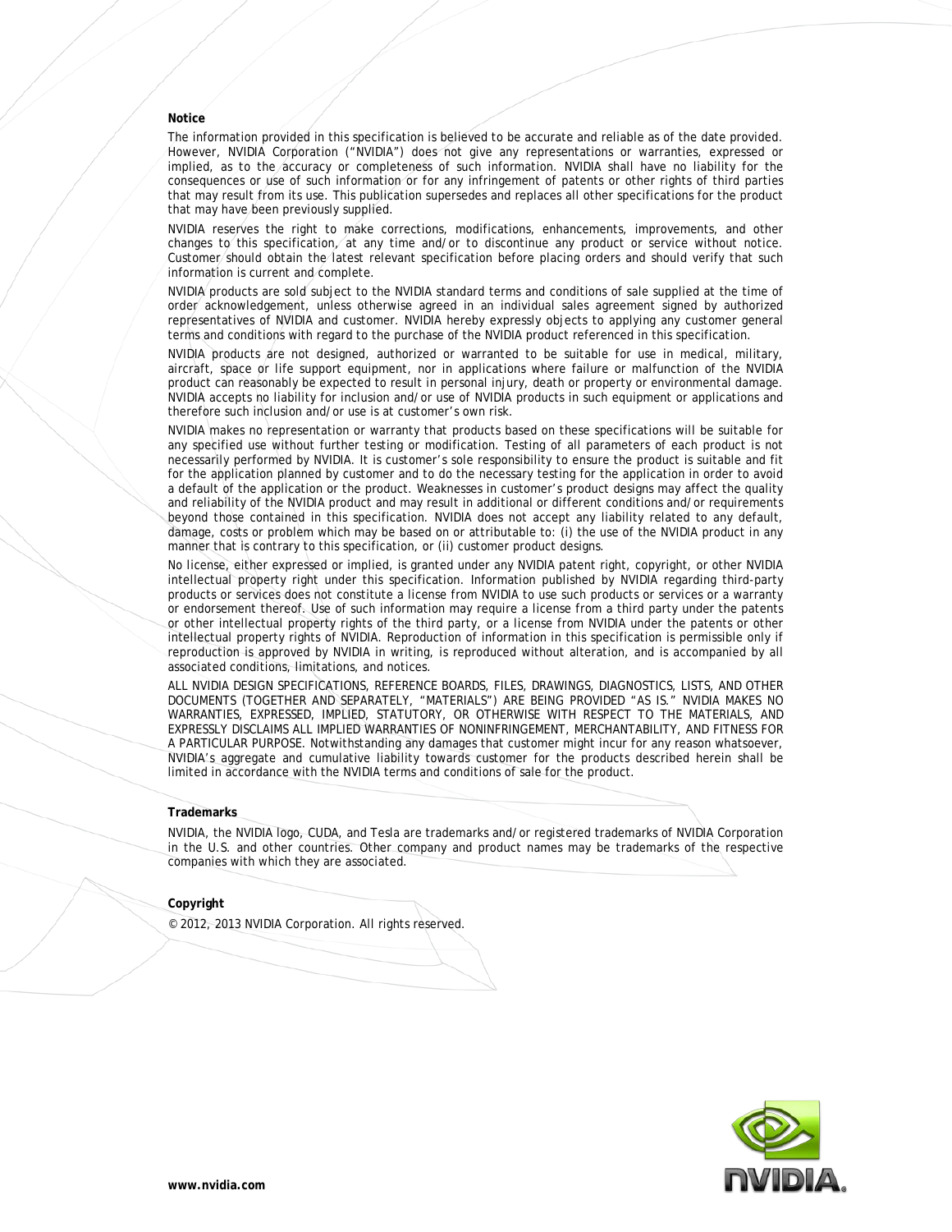**Notice**

The information provided in this specification is believed to be accurate and reliable as of the date provided. However, NVIDIA Corporation ("NVIDIA") does not give any representations or warranties, expressed or implied, as to the accuracy or completeness of such information. NVIDIA shall have no liability for the consequences or use of such information or for any infringement of patents or other rights of third parties that may result from its use. This publication supersedes and replaces all other specifications for the product that may have been previously supplied.

NVIDIA reserves the right to make corrections, modifications, enhancements, improvements, and other changes to this specification, at any time and/or to discontinue any product or service without notice. Customer should obtain the latest relevant specification before placing orders and should verify that such information is current and complete.

NVIDIA products are sold subject to the NVIDIA standard terms and conditions of sale supplied at the time of order acknowledgement, unless otherwise agreed in an individual sales agreement signed by authorized representatives of NVIDIA and customer. NVIDIA hereby expressly objects to applying any customer general terms and conditions with regard to the purchase of the NVIDIA product referenced in this specification.

NVIDIA products are not designed, authorized or warranted to be suitable for use in medical, military, aircraft, space or life support equipment, nor in applications where failure or malfunction of the NVIDIA product can reasonably be expected to result in personal injury, death or property or environmental damage. NVIDIA accepts no liability for inclusion and/or use of NVIDIA products in such equipment or applications and therefore such inclusion and/or use is at customer's own risk.

NVIDIA makes no representation or warranty that products based on these specifications will be suitable for any specified use without further testing or modification. Testing of all parameters of each product is not necessarily performed by NVIDIA. It is customer's sole responsibility to ensure the product is suitable and fit for the application planned by customer and to do the necessary testing for the application in order to avoid a default of the application or the product. Weaknesses in customer's product designs may affect the quality and reliability of the NVIDIA product and may result in additional or different conditions and/or requirements beyond those contained in this specification. NVIDIA does not accept any liability related to any default, damage, costs or problem which may be based on or attributable to: (i) the use of the NVIDIA product in any manner that is contrary to this specification, or (ii) customer product designs.

No license, either expressed or implied, is granted under any NVIDIA patent right, copyright, or other NVIDIA intellectual property right under this specification. Information published by NVIDIA regarding third-party products or services does not constitute a license from NVIDIA to use such products or services or a warranty or endorsement thereof. Use of such information may require a license from a third party under the patents or other intellectual property rights of the third party, or a license from NVIDIA under the patents or other intellectual property rights of NVIDIA. Reproduction of information in this specification is permissible only if reproduction is approved by NVIDIA in writing, is reproduced without alteration, and is accompanied by all associated conditions, limitations, and notices.

ALL NVIDIA DESIGN SPECIFICATIONS, REFERENCE BOARDS, FILES, DRAWINGS, DIAGNOSTICS, LISTS, AND OTHER DOCUMENTS (TOGETHER AND SEPARATELY, "MATERIALS") ARE BEING PROVIDED "AS IS." NVIDIA MAKES NO WARRANTIES, EXPRESSED, IMPLIED, STATUTORY, OR OTHERWISE WITH RESPECT TO THE MATERIALS, AND EXPRESSLY DISCLAIMS ALL IMPLIED WARRANTIES OF NONINFRINGEMENT, MERCHANTABILITY, AND FITNESS FOR A PARTICULAR PURPOSE. Notwithstanding any damages that customer might incur for any reason whatsoever, NVIDIA's aggregate and cumulative liability towards customer for the products described herein shall be limited in accordance with the NVIDIA terms and conditions of sale for the product.

**Trademarks**

NVIDIA, the NVIDIA logo, CUDA, and Tesla are trademarks and/or registered trademarks of NVIDIA Corporation in the U.S. and other countries. Other company and product names may be trademarks of the respective companies with which they are associated.

**Copyright**

© 2012, 2013 NVIDIA Corporation. All rights reserved.

**www.nvidia.com**